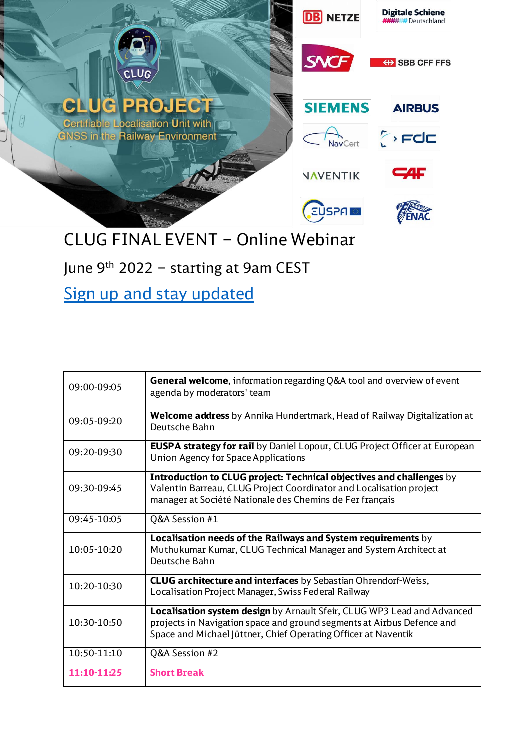CLUG PROJECT

Certifiable Localisation Unit with GNSS in the Railway Environment

DB NETZE | Digitale Schiene Deutschland | SNCF | SBB CFF FFS | SIEMENS | AIRBUS | NavCert | FDC | NAVENTIK | CAF | EUSPA | ENAC

# CLUG FINAL EVENT – Online Webinar

June 9th 2022 – starting at 9am CEST

Sign up and stay updated

| | |
|---|---|
| 09:00-09:05 | **General welcome**, information regarding Q&A tool and overview of event agenda by moderators' team |
| 09:05-09:20 | **Welcome address** by Annika Hundertmark, Head of Railway Digitalization at Deutsche Bahn |
| 09:20-09:30 | **EUSPA strategy for rail** by Daniel Lopour, CLUG Project Officer at European Union Agency for Space Applications |
| 09:30-09:45 | **Introduction to CLUG project: Technical objectives and challenges** by Valentin Barreau, CLUG Project Coordinator and Localisation project manager at Société Nationale des Chemins de Fer français |
| 09:45-10:05 | Q&A Session #1 |
| 10:05-10:20 | **Localisation needs of the Railways and System requirements** by Muthukumar Kumar, CLUG Technical Manager and System Architect at Deutsche Bahn |
| 10:20-10:30 | **CLUG architecture and interfaces** by Sebastian Ohrendorf-Weiss, Localisation Project Manager, Swiss Federal Railway |
| 10:30-10:50 | **Localisation system design** by Arnault Sfeir, CLUG WP3 Lead and Advanced projects in Navigation space and ground segments at Airbus Defence and Space and Michael Jüttner, Chief Operating Officer at Naventik |
| 10:50-11:10 | Q&A Session #2 |
| **11:10-11:25** | **Short Break** |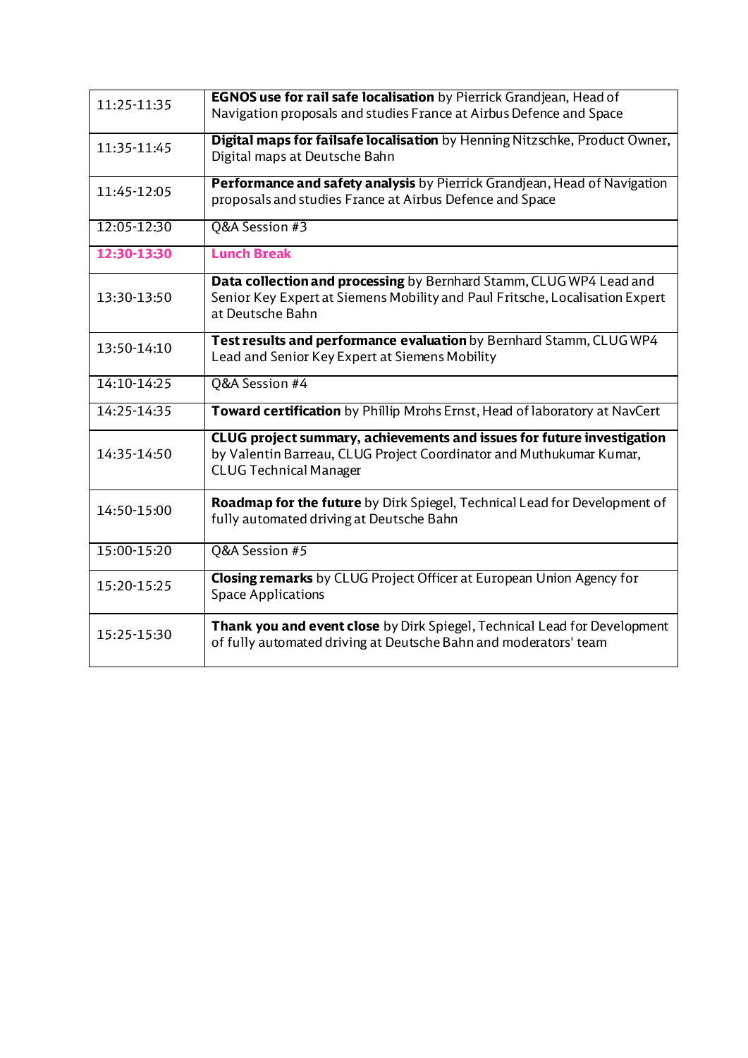| | |
|---|---|
| 11:25-11:35 | **EGNOS use for rail safe localisation** by Pierrick Grandjean, Head of Navigation proposals and studies France at Airbus Defence and Space |
| 11:35-11:45 | **Digital maps for failsafe localisation** by Henning Nitzschke, Product Owner, Digital maps at Deutsche Bahn |
| 11:45-12:05 | **Performance and safety analysis** by Pierrick Grandjean, Head of Navigation proposals and studies France at Airbus Defence and Space |
| 12:05-12:30 | Q&A Session #3 |
| **12:30-13:30** | **Lunch Break** |
| 13:30-13:50 | **Data collection and processing** by Bernhard Stamm, CLUG WP4 Lead and Senior Key Expert at Siemens Mobility and Paul Fritsche, Localisation Expert at Deutsche Bahn |
| 13:50-14:10 | **Test results and performance evaluation** by Bernhard Stamm, CLUG WP4 Lead and Senior Key Expert at Siemens Mobility |
| 14:10-14:25 | Q&A Session #4 |
| 14:25-14:35 | **Toward certification** by Phillip Mrohs Ernst, Head of laboratory at NavCert |
| 14:35-14:50 | **CLUG project summary, achievements and issues for future investigation** by Valentin Barreau, CLUG Project Coordinator and Muthukumar Kumar, CLUG Technical Manager |
| 14:50-15:00 | **Roadmap for the future** by Dirk Spiegel, Technical Lead for Development of fully automated driving at Deutsche Bahn |
| 15:00-15:20 | Q&A Session #5 |
| 15:20-15:25 | **Closing remarks** by CLUG Project Officer at European Union Agency for Space Applications |
| 15:25-15:30 | **Thank you and event close** by Dirk Spiegel, Technical Lead for Development of fully automated driving at Deutsche Bahn and moderators' team |